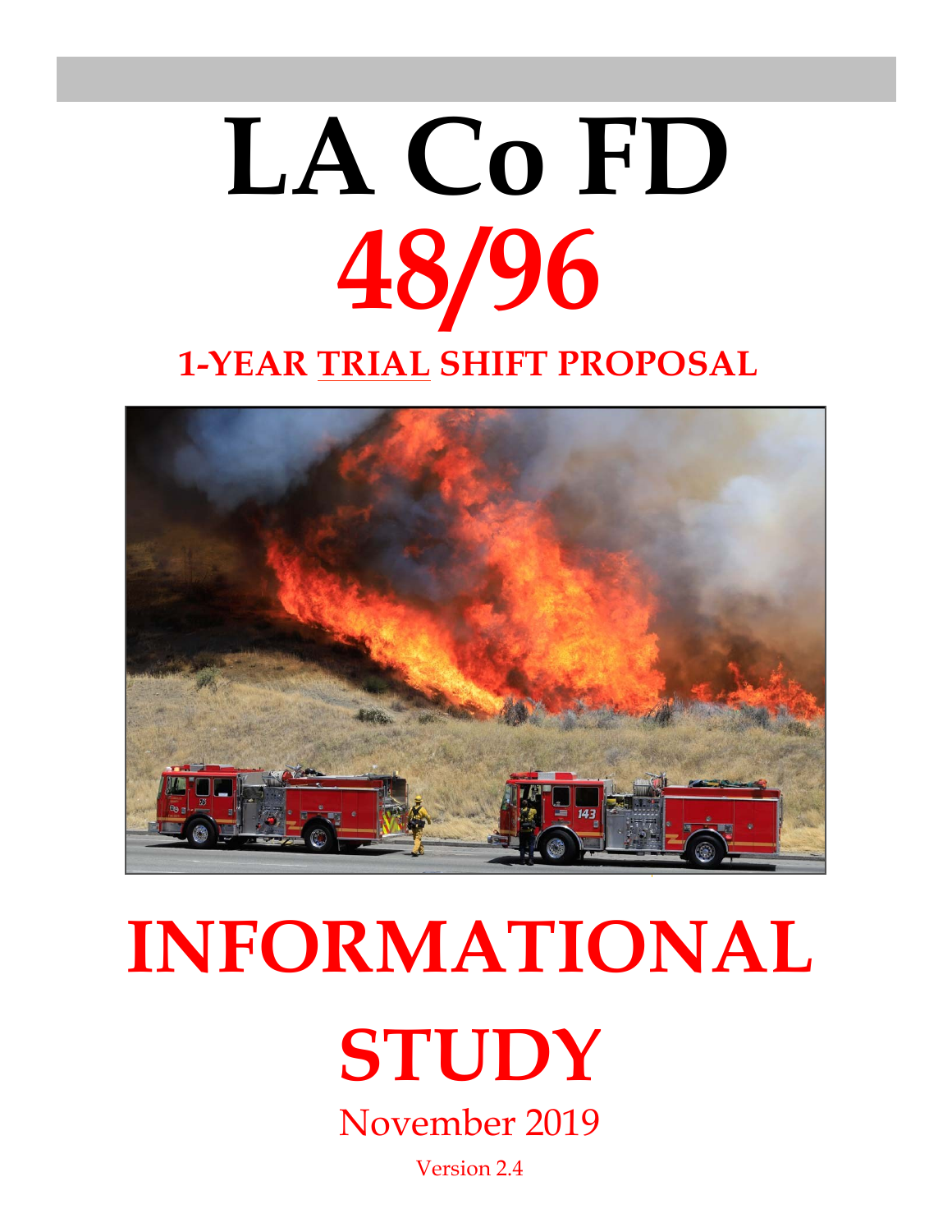# LA Co FD

# 48/96

## 1-YEAR TRIAL SHIFT PROPOSAL

# INFORMATIONAL STUDY

November 2019

Version 2.4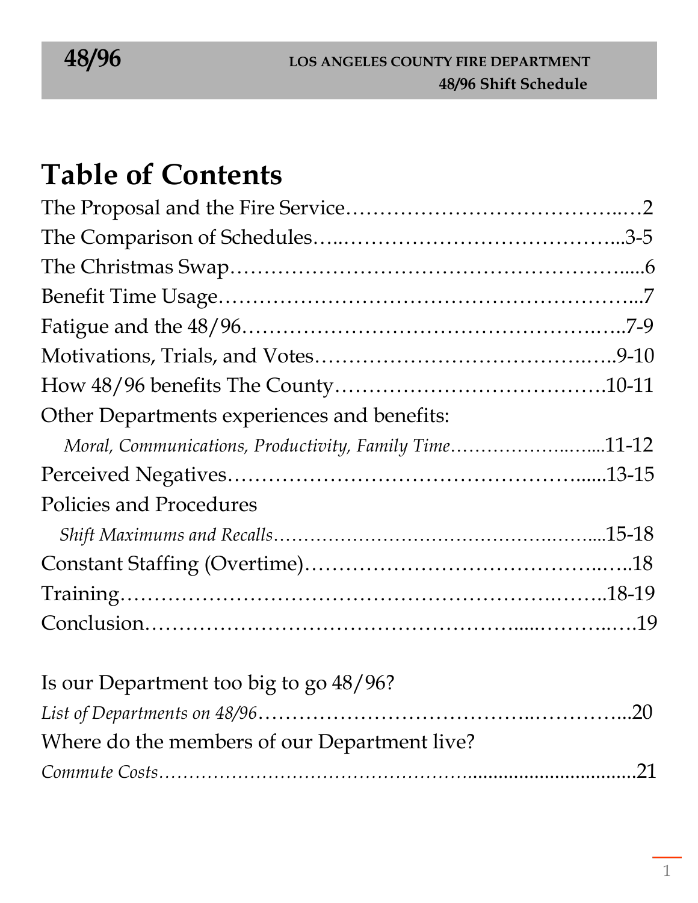# Table of Contents

The Proposal and the Fire Service……………………………………..…2
The Comparison of Schedules…..…………………………………...3-5
The Christmas Swap……………………………………………….....6
Benefit Time Usage…………………………………………………...7
Fatigue and the 48/96………………………………………………..7-9
Motivations, Trials, and Votes…………………………………….…..9-10
How 48/96 benefits The County……………………………………10-11
Other Departments experiences and benefits:
*Moral, Communications, Productivity, Family Time*………………..…....11-12
Perceived Negatives………………………………………….......13-15
Policies and Procedures
*Shift Maximums and Recalls*……………………………………….…....15-18
Constant Staffing (Overtime)……………………………………..…..18
Training……………………………………………………….……..18-19
Conclusion………………………………………….....………..….19

Is our Department too big to go 48/96?
*List of Departments on 48/96*………………………………..…………...20
Where do the members of our Department live?
*Commute Costs*……………………………………...............................21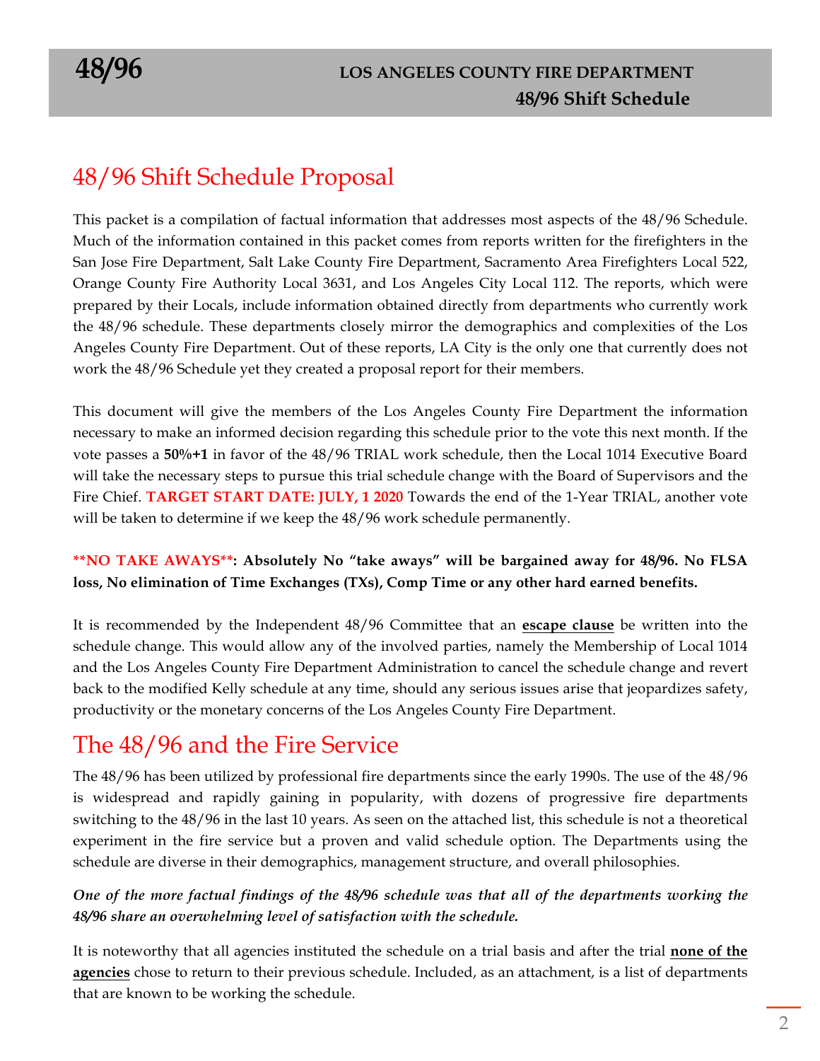## 48/96 Shift Schedule Proposal

This packet is a compilation of factual information that addresses most aspects of the 48/96 Schedule. Much of the information contained in this packet comes from reports written for the firefighters in the San Jose Fire Department, Salt Lake County Fire Department, Sacramento Area Firefighters Local 522, Orange County Fire Authority Local 3631, and Los Angeles City Local 112. The reports, which were prepared by their Locals, include information obtained directly from departments who currently work the 48/96 schedule. These departments closely mirror the demographics and complexities of the Los Angeles County Fire Department. Out of these reports, LA City is the only one that currently does not work the 48/96 Schedule yet they created a proposal report for their members.

This document will give the members of the Los Angeles County Fire Department the information necessary to make an informed decision regarding this schedule prior to the vote this next month. If the vote passes a **50%+1** in favor of the 48/96 TRIAL work schedule, then the Local 1014 Executive Board will take the necessary steps to pursue this trial schedule change with the Board of Supervisors and the Fire Chief. **TARGET START DATE: JULY, 1 2020** Towards the end of the 1-Year TRIAL, another vote will be taken to determine if we keep the 48/96 work schedule permanently.

****NO TAKE AWAYS**: Absolutely No "take aways" will be bargained away for 48/96. No FLSA loss, No elimination of Time Exchanges (TXs), Comp Time or any other hard earned benefits.**

It is recommended by the Independent 48/96 Committee that an **escape clause** be written into the schedule change. This would allow any of the involved parties, namely the Membership of Local 1014 and the Los Angeles County Fire Department Administration to cancel the schedule change and revert back to the modified Kelly schedule at any time, should any serious issues arise that jeopardizes safety, productivity or the monetary concerns of the Los Angeles County Fire Department.

## The 48/96 and the Fire Service

The 48/96 has been utilized by professional fire departments since the early 1990s. The use of the 48/96 is widespread and rapidly gaining in popularity, with dozens of progressive fire departments switching to the 48/96 in the last 10 years. As seen on the attached list, this schedule is not a theoretical experiment in the fire service but a proven and valid schedule option. The Departments using the schedule are diverse in their demographics, management structure, and overall philosophies.

***One of the more factual findings of the 48/96 schedule was that all of the departments working the 48/96 share an overwhelming level of satisfaction with the schedule.***

It is noteworthy that all agencies instituted the schedule on a trial basis and after the trial **none of the agencies** chose to return to their previous schedule. Included, as an attachment, is a list of departments that are known to be working the schedule.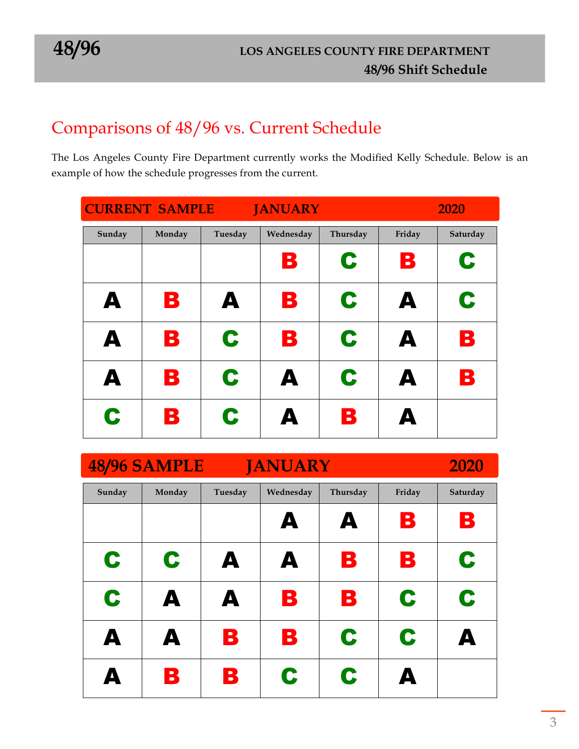## Comparisons of 48/96 vs. Current Schedule

The Los Angeles County Fire Department currently works the Modified Kelly Schedule. Below is an example of how the schedule progresses from the current.

| CURRENT SAMPLE | | JANUARY | | | | 2020 |
|---|---|---|---|---|---|---|
| **Sunday** | **Monday** | **Tuesday** | **Wednesday** | **Thursday** | **Friday** | **Saturday** |
| | | | B | C | B | C |
| A | B | A | B | C | A | C |
| A | B | C | B | C | A | B |
| A | B | C | A | C | A | B |
| C | B | C | A | B | A | |

| 48/96 SAMPLE | | JANUARY | | | | 2020 |
|---|---|---|---|---|---|---|
| **Sunday** | **Monday** | **Tuesday** | **Wednesday** | **Thursday** | **Friday** | **Saturday** |
| | | | A | A | B | B |
| C | C | A | A | B | B | C |
| C | A | A | B | B | C | C |
| A | A | B | B | C | C | A |
| A | B | B | C | C | A | |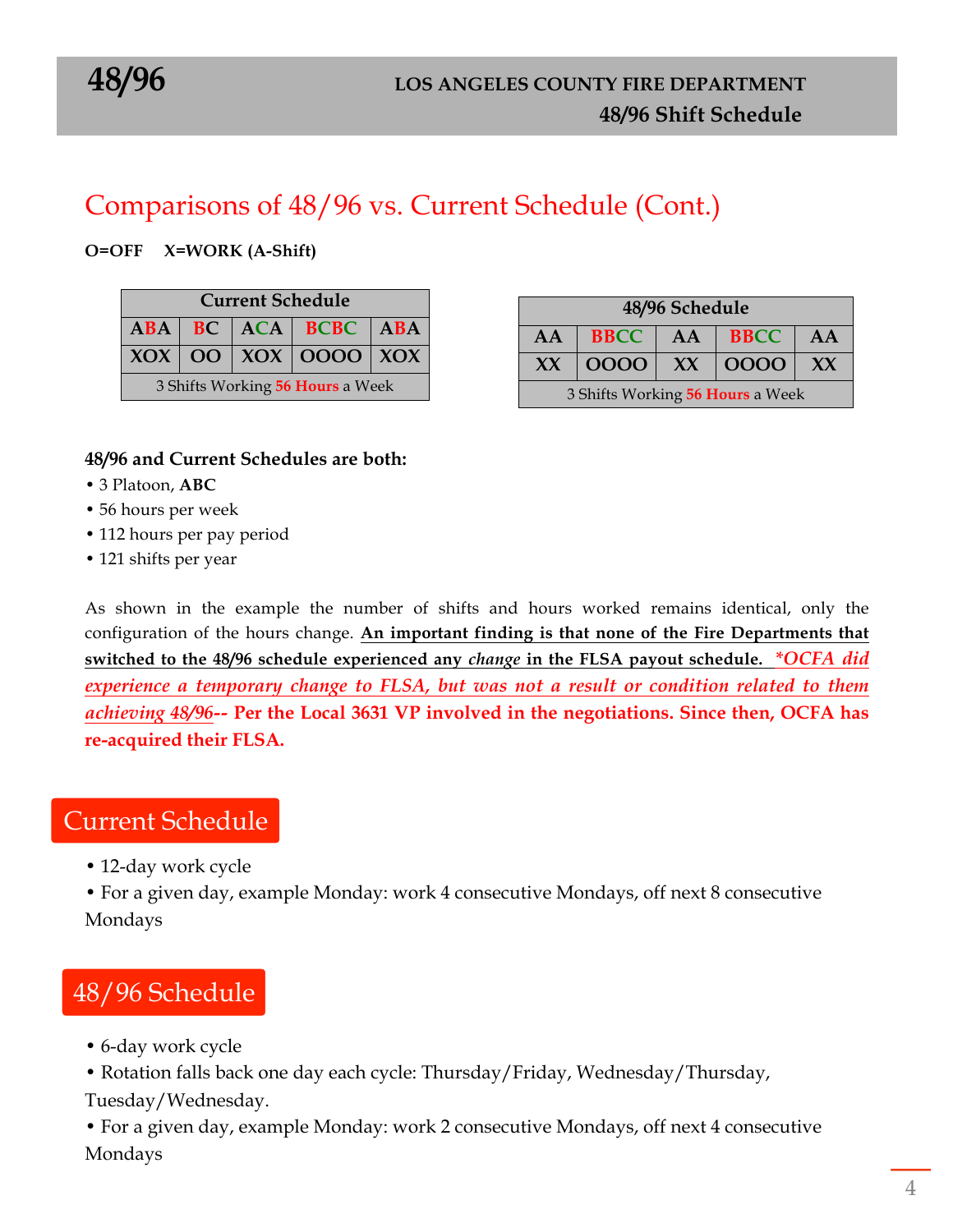## Comparisons of 48/96 vs. Current Schedule (Cont.)

**O=OFF X=WORK (A-Shift)**

| Current Schedule | | | | |
|---|---|---|---|---|
| ABA | BC | ACA | BCBC | ABA |
| XOX | OO | XOX | OOOO | XOX |
| 3 Shifts Working **56 Hours** a Week | | | | |

| 48/96 Schedule | | | | |
|---|---|---|---|---|
| AA | BBCC | AA | BBCC | AA |
| XX | OOOO | XX | OOOO | XX |
| 3 Shifts Working **56 Hours** a Week | | | | |

**48/96 and Current Schedules are both:**

- 3 Platoon, **ABC**
- 56 hours per week
- 112 hours per pay period
- 121 shifts per year

As shown in the example the number of shifts and hours worked remains identical, only the configuration of the hours change. **An important finding is that none of the Fire Departments that switched to the 48/96 schedule experienced any *change* in the FLSA payout schedule.** *\*OCFA did experience a temporary change to FLSA, but was not a result or condition related to them achieving 48/96*-- **Per the Local 3631 VP involved in the negotiations. Since then, OCFA has re-acquired their FLSA.**

## Current Schedule

- 12-day work cycle
- For a given day, example Monday: work 4 consecutive Mondays, off next 8 consecutive Mondays

## 48/96 Schedule

- 6-day work cycle
- Rotation falls back one day each cycle: Thursday/Friday, Wednesday/Thursday, Tuesday/Wednesday.
- For a given day, example Monday: work 2 consecutive Mondays, off next 4 consecutive Mondays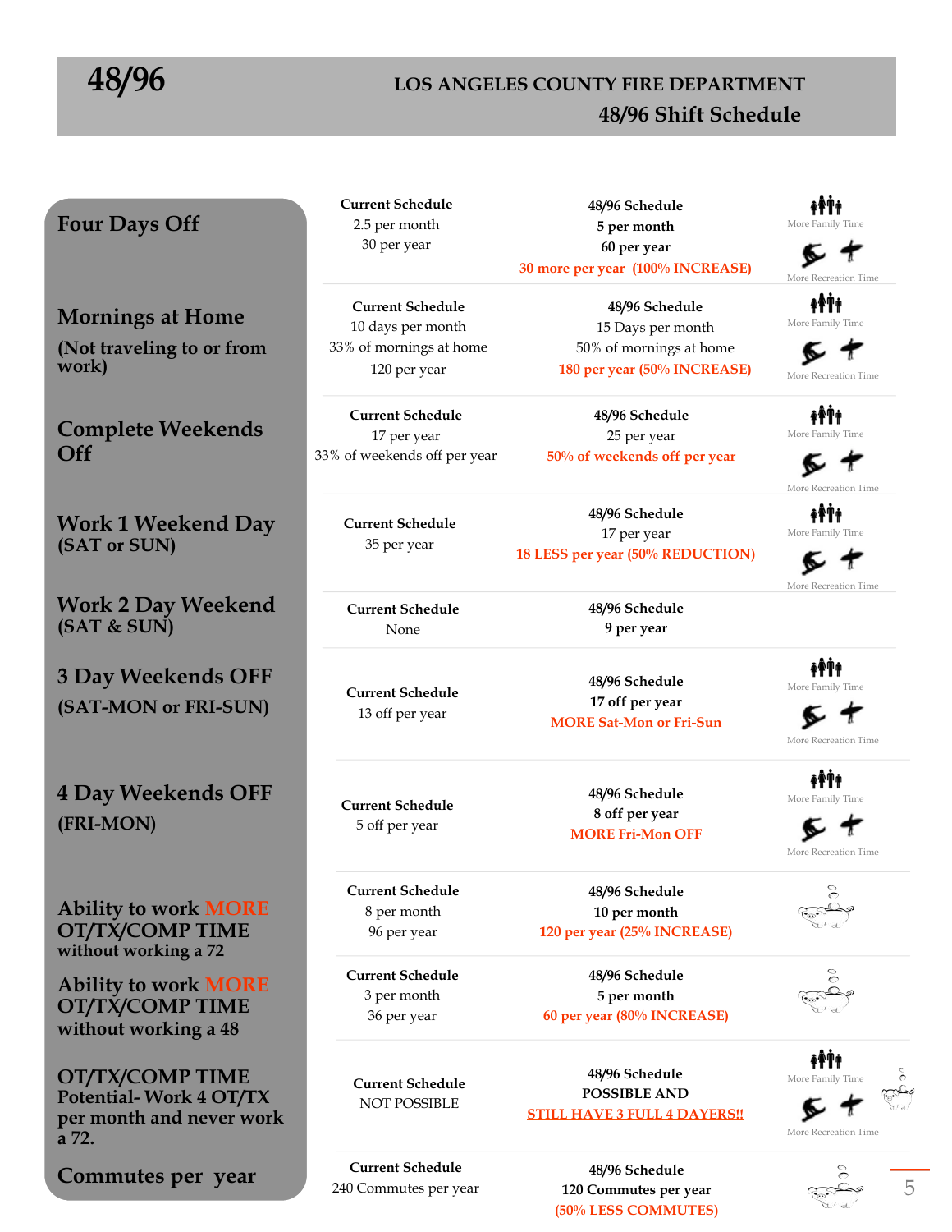# 48/96

## LOS ANGELES COUNTY FIRE DEPARTMENT

## 48/96 Shift Schedule

| | Current Schedule | 48/96 Schedule | |
|---|---|---|---|
| **Four Days Off** | **Current Schedule**<br>2.5 per month<br>30 per year | **48/96 Schedule**<br>**5 per month**<br>**60 per year**<br>**30 more per year (100% INCREASE)** | More Family Time<br>More Recreation Time |
| **Mornings at Home**<br>**(Not traveling to or from work)** | **Current Schedule**<br>10 days per month<br>33% of mornings at home<br>120 per year | **48/96 Schedule**<br>15 Days per month<br>50% of mornings at home<br>**180 per year (50% INCREASE)** | More Family Time<br>More Recreation Time |
| **Complete Weekends Off** | **Current Schedule**<br>17 per year<br>33% of weekends off per year | **48/96 Schedule**<br>25 per year<br>**50% of weekends off per year** | More Family Time<br>More Recreation Time |
| **Work 1 Weekend Day**<br>**(SAT or SUN)** | **Current Schedule**<br>35 per year | **48/96 Schedule**<br>17 per year<br>**18 LESS per year (50% REDUCTION)** | More Family Time<br>More Recreation Time |
| **Work 2 Day Weekend**<br>**(SAT & SUN)** | **Current Schedule**<br>None | **48/96 Schedule**<br>**9 per year** | |
| **3 Day Weekends OFF**<br>**(SAT-MON or FRI-SUN)** | **Current Schedule**<br>13 off per year | **48/96 Schedule**<br>**17 off per year**<br>**MORE Sat-Mon or Fri-Sun** | More Family Time<br>More Recreation Time |
| **4 Day Weekends OFF**<br>**(FRI-MON)** | **Current Schedule**<br>5 off per year | **48/96 Schedule**<br>**8 off per year**<br>**MORE Fri-Mon OFF** | More Family Time<br>More Recreation Time |
| **Ability to work MORE OT/TX/COMP TIME without working a 72** | **Current Schedule**<br>8 per month<br>96 per year | **48/96 Schedule**<br>**10 per month**<br>**120 per year (25% INCREASE)** | |
| **Ability to work MORE OT/TX/COMP TIME without working a 48** | **Current Schedule**<br>3 per month<br>36 per year | **48/96 Schedule**<br>**5 per month**<br>**60 per year (80% INCREASE)** | |
| **OT/TX/COMP TIME Potential- Work 4 OT/TX per month and never work a 72.** | **Current Schedule**<br>NOT POSSIBLE | **48/96 Schedule**<br>**POSSIBLE AND**<br>**STILL HAVE 3 FULL 4 DAYERS!!** | More Family Time<br>More Recreation Time |
| **Commutes per year** | **Current Schedule**<br>240 Commutes per year | **48/96 Schedule**<br>**120 Commutes per year**<br>**(50% LESS COMMUTES)** | |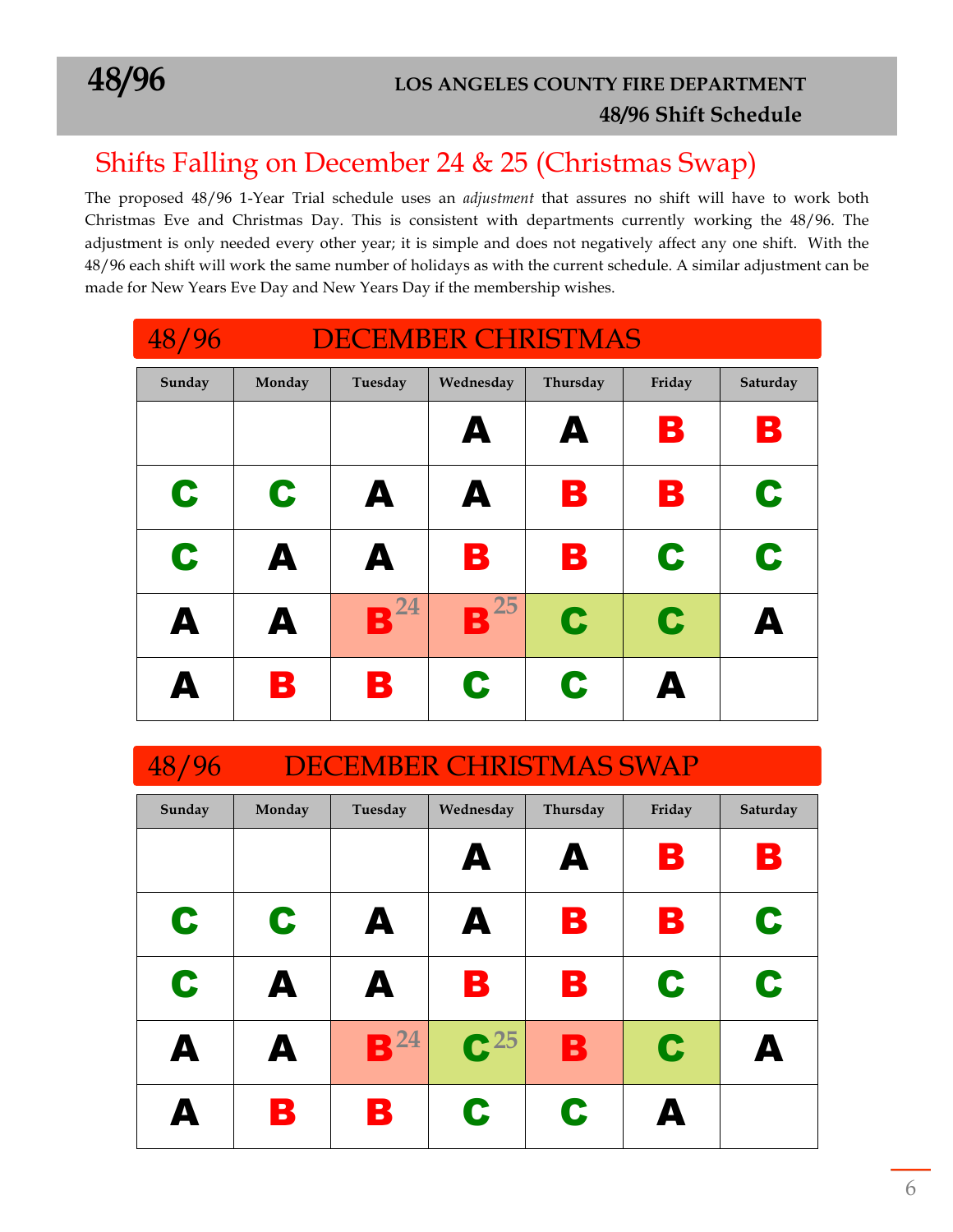# Shifts Falling on December 24 & 25 (Christmas Swap)

The proposed 48/96 1-Year Trial schedule uses an *adjustment* that assures no shift will have to work both Christmas Eve and Christmas Day. This is consistent with departments currently working the 48/96. The adjustment is only needed every other year; it is simple and does not negatively affect any one shift. With the 48/96 each shift will work the same number of holidays as with the current schedule. A similar adjustment can be made for New Years Eve Day and New Years Day if the membership wishes.

## 48/96 DECEMBER CHRISTMAS

| Sunday | Monday | Tuesday | Wednesday | Thursday | Friday | Saturday |
|---|---|---|---|---|---|---|
| | | | A | A | B | B |
| C | C | A | A | B | B | C |
| C | A | A | B | B | C | C |
| A | A | B 24 | B 25 | C | C | A |
| A | B | B | C | C | A | |

## 48/96 DECEMBER CHRISTMAS SWAP

| Sunday | Monday | Tuesday | Wednesday | Thursday | Friday | Saturday |
|---|---|---|---|---|---|---|
| | | | A | A | B | B |
| C | C | A | A | B | B | C |
| C | A | A | B | B | C | C |
| A | A | B 24 | C 25 | B | C | A |
| A | B | B | C | C | A | |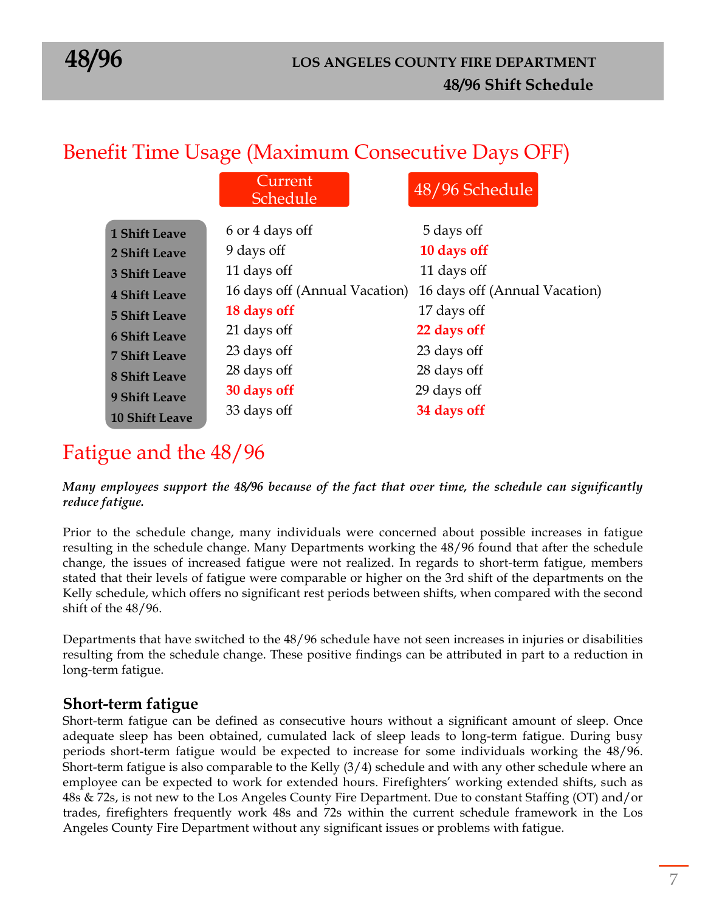## Benefit Time Usage (Maximum Consecutive Days OFF)

| | Current Schedule | 48/96 Schedule |
|---|---|---|
| **1 Shift Leave** | 6 or 4 days off | 5 days off |
| **2 Shift Leave** | 9 days off | **10 days off** |
| **3 Shift Leave** | 11 days off | 11 days off |
| **4 Shift Leave** | 16 days off (Annual Vacation) | 16 days off (Annual Vacation) |
| **5 Shift Leave** | **18 days off** | 17 days off |
| **6 Shift Leave** | 21 days off | **22 days off** |
| **7 Shift Leave** | 23 days off | 23 days off |
| **8 Shift Leave** | 28 days off | 28 days off |
| **9 Shift Leave** | **30 days off** | 29 days off |
| **10 Shift Leave** | 33 days off | **34 days off** |

## Fatigue and the 48/96

***Many employees support the 48/96 because of the fact that over time, the schedule can significantly reduce fatigue.***

Prior to the schedule change, many individuals were concerned about possible increases in fatigue resulting in the schedule change. Many Departments working the 48/96 found that after the schedule change, the issues of increased fatigue were not realized. In regards to short-term fatigue, members stated that their levels of fatigue were comparable or higher on the 3rd shift of the departments on the Kelly schedule, which offers no significant rest periods between shifts, when compared with the second shift of the 48/96.

Departments that have switched to the 48/96 schedule have not seen increases in injuries or disabilities resulting from the schedule change. These positive findings can be attributed in part to a reduction in long-term fatigue.

### Short-term fatigue

Short-term fatigue can be defined as consecutive hours without a significant amount of sleep. Once adequate sleep has been obtained, cumulated lack of sleep leads to long-term fatigue. During busy periods short-term fatigue would be expected to increase for some individuals working the 48/96. Short-term fatigue is also comparable to the Kelly (3/4) schedule and with any other schedule where an employee can be expected to work for extended hours. Firefighters' working extended shifts, such as 48s & 72s, is not new to the Los Angeles County Fire Department. Due to constant Staffing (OT) and/or trades, firefighters frequently work 48s and 72s within the current schedule framework in the Los Angeles County Fire Department without any significant issues or problems with fatigue.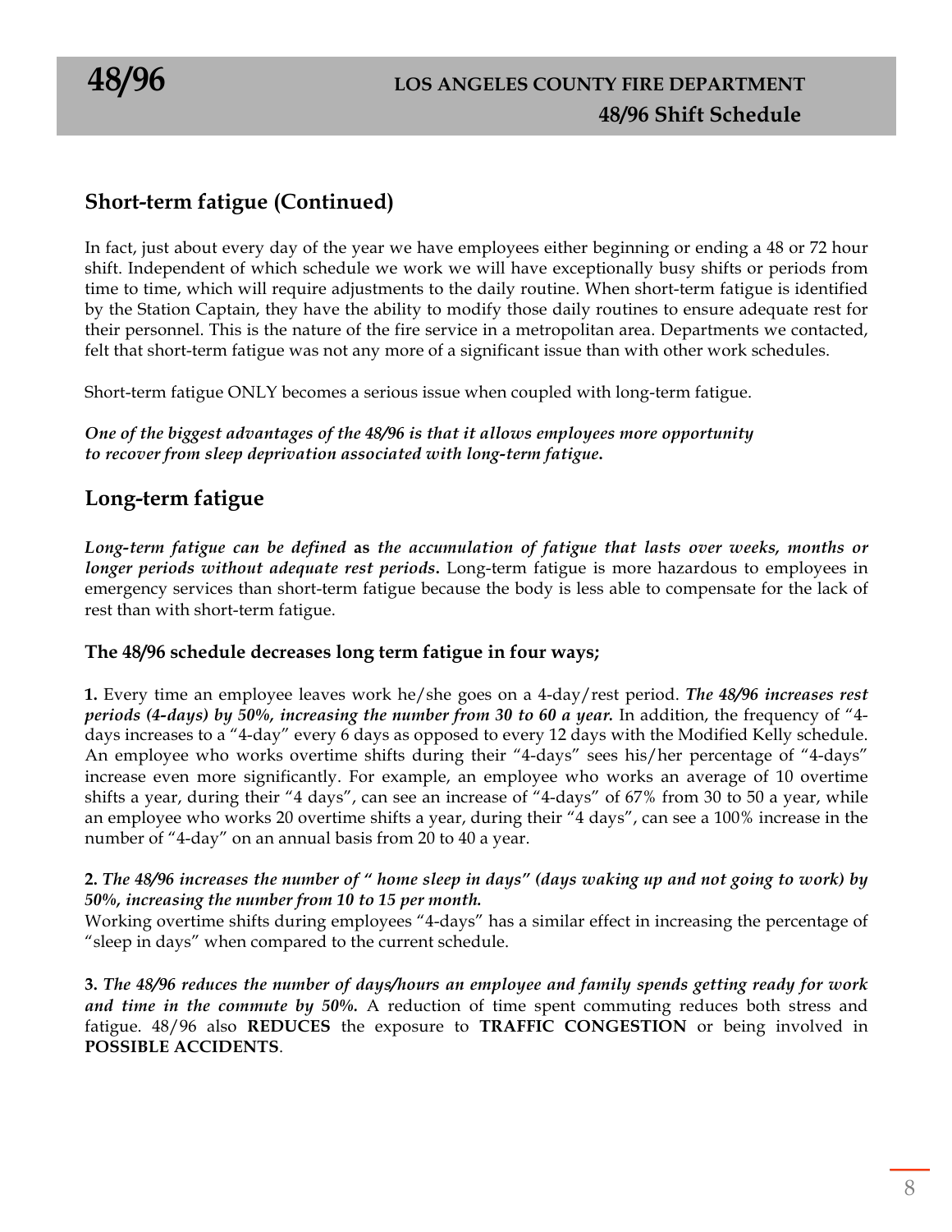## Short-term fatigue (Continued)

In fact, just about every day of the year we have employees either beginning or ending a 48 or 72 hour shift. Independent of which schedule we work we will have exceptionally busy shifts or periods from time to time, which will require adjustments to the daily routine. When short-term fatigue is identified by the Station Captain, they have the ability to modify those daily routines to ensure adequate rest for their personnel. This is the nature of the fire service in a metropolitan area. Departments we contacted, felt that short-term fatigue was not any more of a significant issue than with other work schedules.

Short-term fatigue ONLY becomes a serious issue when coupled with long-term fatigue.

***One of the biggest advantages of the 48/96 is that it allows employees more opportunity to recover from sleep deprivation associated with long-term fatigue.***

## Long-term fatigue

***Long-term fatigue can be defined*** **as** ***the accumulation of fatigue that lasts over weeks, months or longer periods without adequate rest periods.*** Long-term fatigue is more hazardous to employees in emergency services than short-term fatigue because the body is less able to compensate for the lack of rest than with short-term fatigue.

### The 48/96 schedule decreases long term fatigue in four ways;

**1.** Every time an employee leaves work he/she goes on a 4-day/rest period. ***The 48/96 increases rest periods (4-days) by 50%, increasing the number from 30 to 60 a year.*** In addition, the frequency of "4-days increases to a "4-day" every 6 days as opposed to every 12 days with the Modified Kelly schedule. An employee who works overtime shifts during their "4-days" sees his/her percentage of "4-days" increase even more significantly. For example, an employee who works an average of 10 overtime shifts a year, during their "4 days", can see an increase of "4-days" of 67% from 30 to 50 a year, while an employee who works 20 overtime shifts a year, during their "4 days", can see a 100% increase in the number of "4-day" on an annual basis from 20 to 40 a year.

**2.** ***The 48/96 increases the number of " home sleep in days" (days waking up and not going to work) by 50%, increasing the number from 10 to 15 per month.***
Working overtime shifts during employees "4-days" has a similar effect in increasing the percentage of "sleep in days" when compared to the current schedule.

**3.** ***The 48/96 reduces the number of days/hours an employee and family spends getting ready for work and time in the commute by 50%.*** A reduction of time spent commuting reduces both stress and fatigue. 48/96 also **REDUCES** the exposure to **TRAFFIC CONGESTION** or being involved in **POSSIBLE ACCIDENTS**.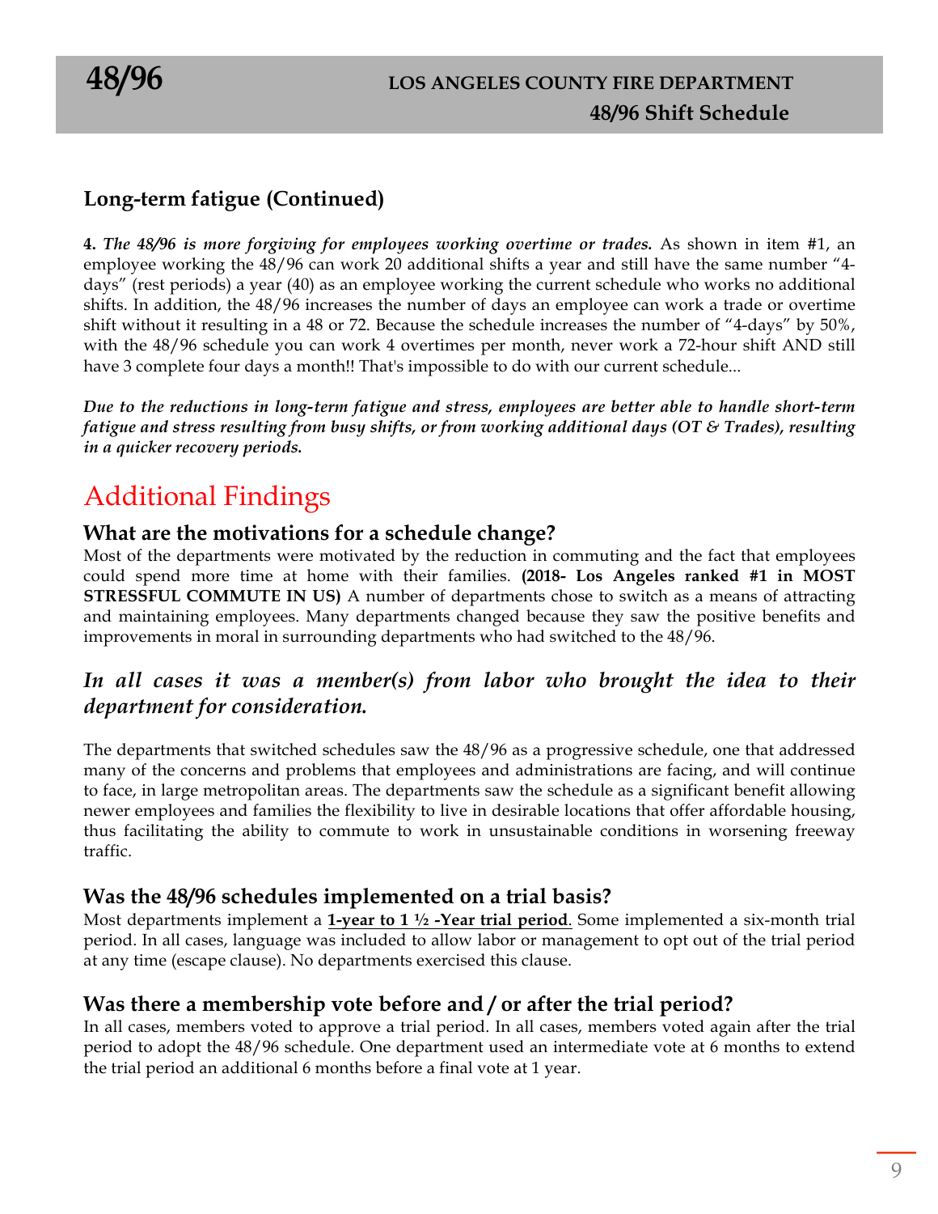## Long-term fatigue (Continued)

**4.** ***The 48/96 is more forgiving for employees working overtime or trades.*** As shown in item #1, an employee working the 48/96 can work 20 additional shifts a year and still have the same number "4-days" (rest periods) a year (40) as an employee working the current schedule who works no additional shifts. In addition, the 48/96 increases the number of days an employee can work a trade or overtime shift without it resulting in a 48 or 72. Because the schedule increases the number of "4-days" by 50%, with the 48/96 schedule you can work 4 overtimes per month, never work a 72-hour shift AND still have 3 complete four days a month!! That's impossible to do with our current schedule...

***Due to the reductions in long-term fatigue and stress, employees are better able to handle short-term fatigue and stress resulting from busy shifts, or from working additional days (OT & Trades), resulting in a quicker recovery periods.***

# Additional Findings

### What are the motivations for a schedule change?

Most of the departments were motivated by the reduction in commuting and the fact that employees could spend more time at home with their families. **(2018- Los Angeles ranked #1 in MOST STRESSFUL COMMUTE IN US)** A number of departments chose to switch as a means of attracting and maintaining employees. Many departments changed because they saw the positive benefits and improvements in moral in surrounding departments who had switched to the 48/96.

### *In all cases it was a member(s) from labor who brought the idea to their department for consideration.*

The departments that switched schedules saw the 48/96 as a progressive schedule, one that addressed many of the concerns and problems that employees and administrations are facing, and will continue to face, in large metropolitan areas. The departments saw the schedule as a significant benefit allowing newer employees and families the flexibility to live in desirable locations that offer affordable housing, thus facilitating the ability to commute to work in unsustainable conditions in worsening freeway traffic.

### Was the 48/96 schedules implemented on a trial basis?

Most departments implement a **1-year to 1 ½ -Year trial period**. Some implemented a six-month trial period. In all cases, language was included to allow labor or management to opt out of the trial period at any time (escape clause). No departments exercised this clause.

### Was there a membership vote before and / or after the trial period?

In all cases, members voted to approve a trial period. In all cases, members voted again after the trial period to adopt the 48/96 schedule. One department used an intermediate vote at 6 months to extend the trial period an additional 6 months before a final vote at 1 year.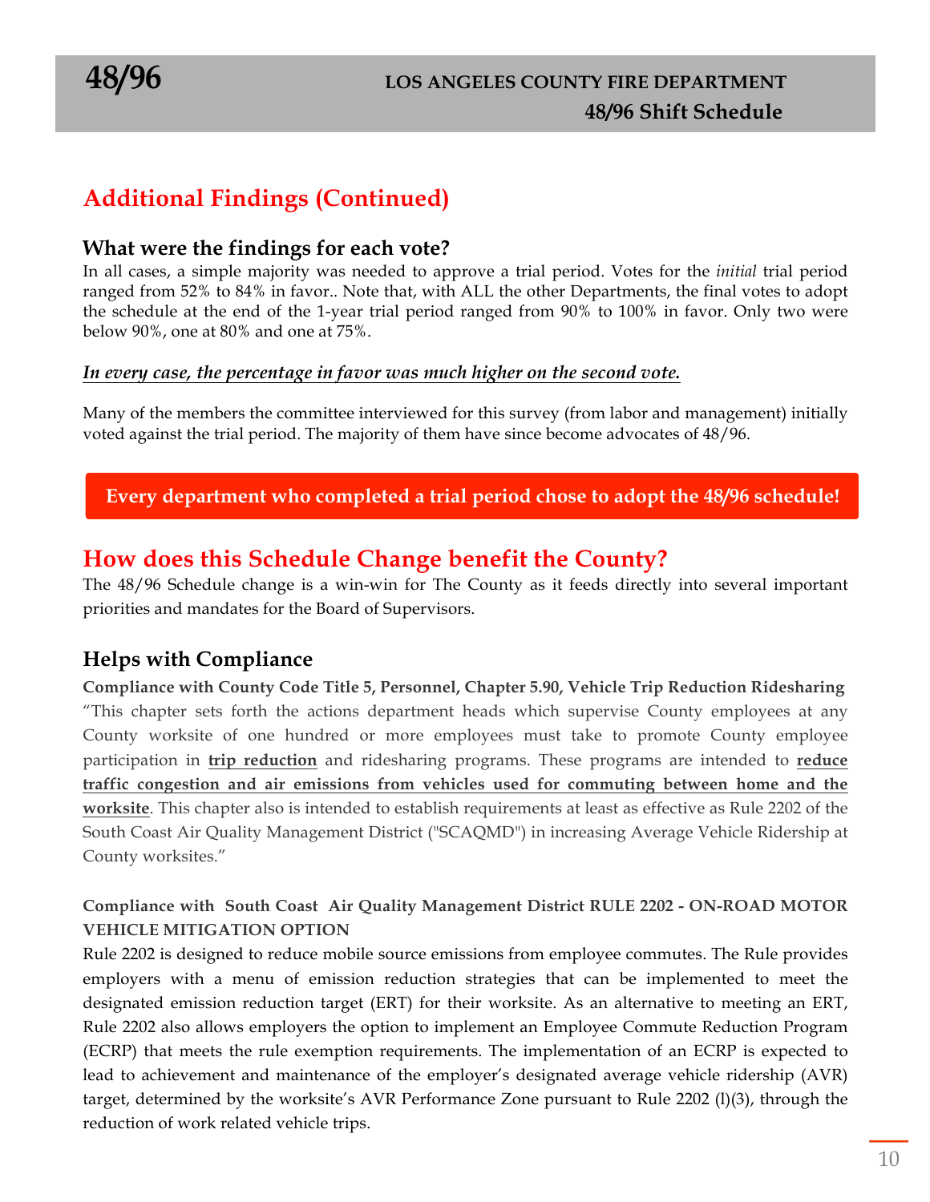## Additional Findings (Continued)

### What were the findings for each vote?

In all cases, a simple majority was needed to approve a trial period. Votes for the *initial* trial period ranged from 52% to 84% in favor.. Note that, with ALL the other Departments, the final votes to adopt the schedule at the end of the 1-year trial period ranged from 90% to 100% in favor. Only two were below 90%, one at 80% and one at 75%.

***In every case, the percentage in favor was much higher on the second vote.***

Many of the members the committee interviewed for this survey (from labor and management) initially voted against the trial period. The majority of them have since become advocates of 48/96.

**Every department who completed a trial period chose to adopt the 48/96 schedule!**

## How does this Schedule Change benefit the County?

The 48/96 Schedule change is a win-win for The County as it feeds directly into several important priorities and mandates for the Board of Supervisors.

### Helps with Compliance

**Compliance with County Code Title 5, Personnel, Chapter 5.90, Vehicle Trip Reduction Ridesharing**

"This chapter sets forth the actions department heads which supervise County employees at any County worksite of one hundred or more employees must take to promote County employee participation in **trip reduction** and ridesharing programs. These programs are intended to **reduce traffic congestion and air emissions from vehicles used for commuting between home and the worksite**. This chapter also is intended to establish requirements at least as effective as Rule 2202 of the South Coast Air Quality Management District ("SCAQMD") in increasing Average Vehicle Ridership at County worksites."

**Compliance with South Coast Air Quality Management District RULE 2202 - ON-ROAD MOTOR VEHICLE MITIGATION OPTION**

Rule 2202 is designed to reduce mobile source emissions from employee commutes. The Rule provides employers with a menu of emission reduction strategies that can be implemented to meet the designated emission reduction target (ERT) for their worksite. As an alternative to meeting an ERT, Rule 2202 also allows employers the option to implement an Employee Commute Reduction Program (ECRP) that meets the rule exemption requirements. The implementation of an ECRP is expected to lead to achievement and maintenance of the employer's designated average vehicle ridership (AVR) target, determined by the worksite's AVR Performance Zone pursuant to Rule 2202 (l)(3), through the reduction of work related vehicle trips.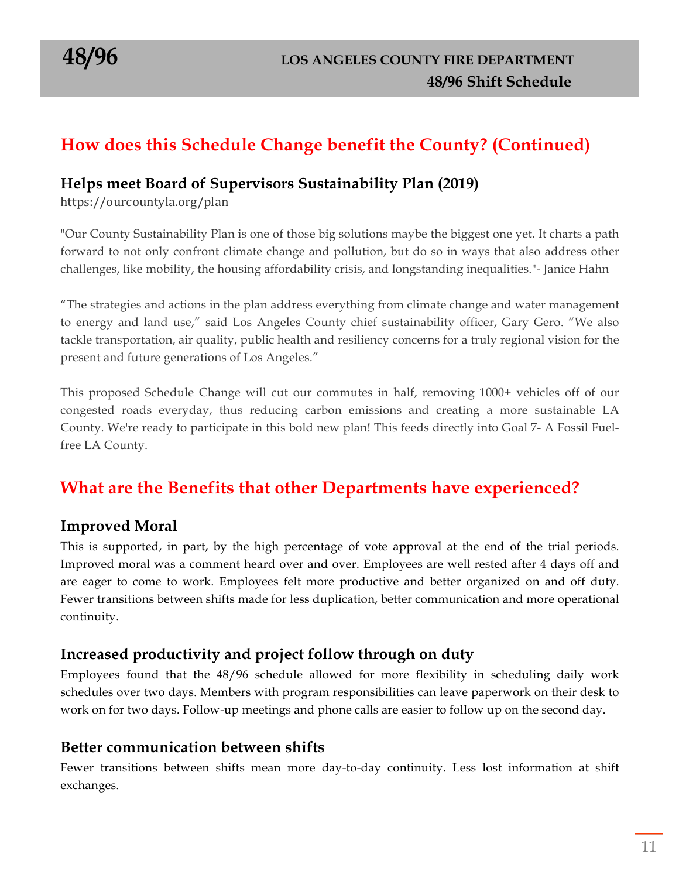## How does this Schedule Change benefit the County? (Continued)

### Helps meet Board of Supervisors Sustainability Plan (2019)

https://ourcountyla.org/plan

"Our County Sustainability Plan is one of those big solutions maybe the biggest one yet. It charts a path forward to not only confront climate change and pollution, but do so in ways that also address other challenges, like mobility, the housing affordability crisis, and longstanding inequalities."- Janice Hahn

"The strategies and actions in the plan address everything from climate change and water management to energy and land use," said Los Angeles County chief sustainability officer, Gary Gero. "We also tackle transportation, air quality, public health and resiliency concerns for a truly regional vision for the present and future generations of Los Angeles."

This proposed Schedule Change will cut our commutes in half, removing 1000+ vehicles off of our congested roads everyday, thus reducing carbon emissions and creating a more sustainable LA County. We're ready to participate in this bold new plan! This feeds directly into Goal 7- A Fossil Fuel-free LA County.

## What are the Benefits that other Departments have experienced?

### Improved Moral

This is supported, in part, by the high percentage of vote approval at the end of the trial periods. Improved moral was a comment heard over and over. Employees are well rested after 4 days off and are eager to come to work. Employees felt more productive and better organized on and off duty. Fewer transitions between shifts made for less duplication, better communication and more operational continuity.

### Increased productivity and project follow through on duty

Employees found that the 48/96 schedule allowed for more flexibility in scheduling daily work schedules over two days. Members with program responsibilities can leave paperwork on their desk to work on for two days. Follow-up meetings and phone calls are easier to follow up on the second day.

### Better communication between shifts

Fewer transitions between shifts mean more day-to-day continuity. Less lost information at shift exchanges.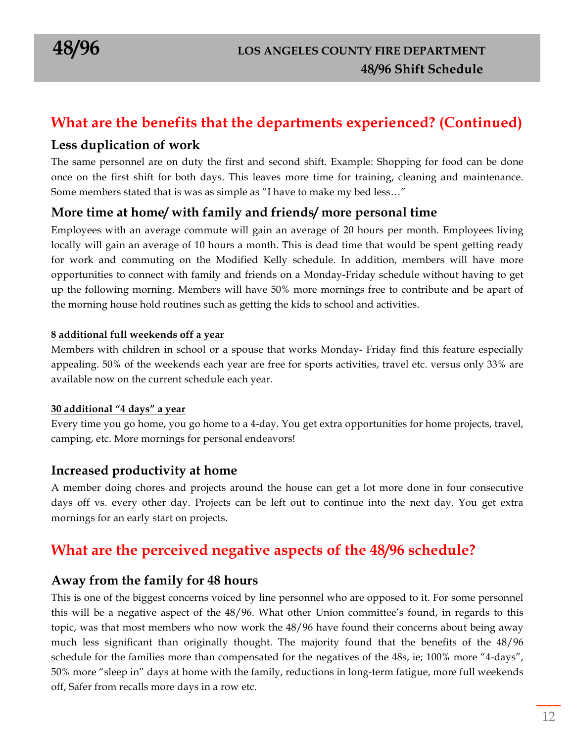## What are the benefits that the departments experienced? (Continued)

### Less duplication of work

The same personnel are on duty the first and second shift. Example: Shopping for food can be done once on the first shift for both days. This leaves more time for training, cleaning and maintenance. Some members stated that is was as simple as "I have to make my bed less…"

### More time at home/ with family and friends/ more personal time

Employees with an average commute will gain an average of 20 hours per month. Employees living locally will gain an average of 10 hours a month. This is dead time that would be spent getting ready for work and commuting on the Modified Kelly schedule. In addition, members will have more opportunities to connect with family and friends on a Monday-Friday schedule without having to get up the following morning. Members will have 50% more mornings free to contribute and be apart of the morning house hold routines such as getting the kids to school and activities.

#### 8 additional full weekends off a year

Members with children in school or a spouse that works Monday- Friday find this feature especially appealing. 50% of the weekends each year are free for sports activities, travel etc. versus only 33% are available now on the current schedule each year.

#### 30 additional "4 days" a year

Every time you go home, you go home to a 4-day. You get extra opportunities for home projects, travel, camping, etc. More mornings for personal endeavors!

### Increased productivity at home

A member doing chores and projects around the house can get a lot more done in four consecutive days off vs. every other day. Projects can be left out to continue into the next day. You get extra mornings for an early start on projects.

## What are the perceived negative aspects of the 48/96 schedule?

### Away from the family for 48 hours

This is one of the biggest concerns voiced by line personnel who are opposed to it. For some personnel this will be a negative aspect of the 48/96. What other Union committee's found, in regards to this topic, was that most members who now work the 48/96 have found their concerns about being away much less significant than originally thought. The majority found that the benefits of the 48/96 schedule for the families more than compensated for the negatives of the 48s, ie; 100% more "4-days", 50% more "sleep in" days at home with the family, reductions in long-term fatigue, more full weekends off, Safer from recalls more days in a row etc.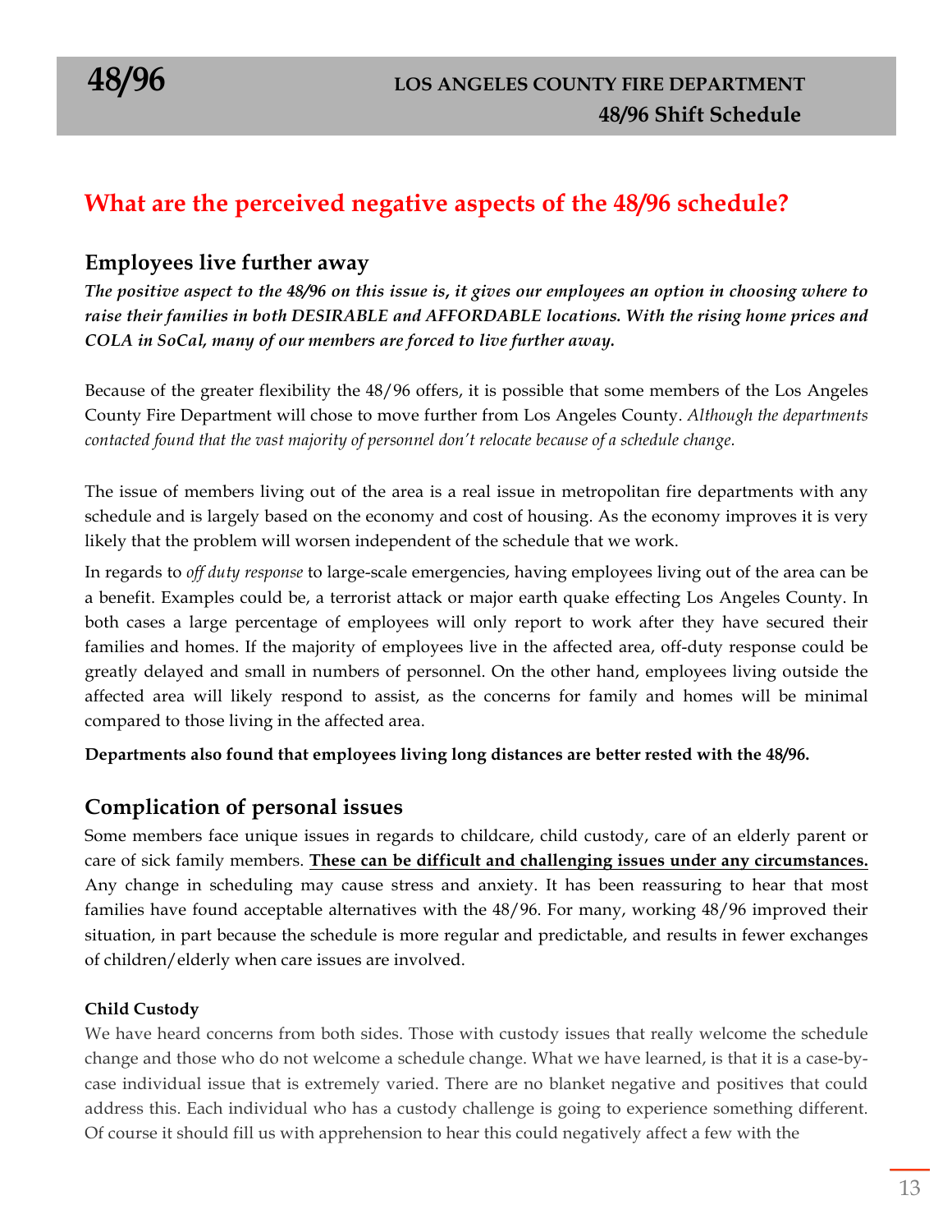## What are the perceived negative aspects of the 48/96 schedule?

### Employees live further away

***The positive aspect to the 48/96 on this issue is, it gives our employees an option in choosing where to raise their families in both DESIRABLE and AFFORDABLE locations. With the rising home prices and COLA in SoCal, many of our members are forced to live further away.***

Because of the greater flexibility the 48/96 offers, it is possible that some members of the Los Angeles County Fire Department will chose to move further from Los Angeles County. *Although the departments contacted found that the vast majority of personnel don't relocate because of a schedule change.*

The issue of members living out of the area is a real issue in metropolitan fire departments with any schedule and is largely based on the economy and cost of housing. As the economy improves it is very likely that the problem will worsen independent of the schedule that we work.

In regards to *off duty response* to large-scale emergencies, having employees living out of the area can be a benefit. Examples could be, a terrorist attack or major earth quake effecting Los Angeles County. In both cases a large percentage of employees will only report to work after they have secured their families and homes. If the majority of employees live in the affected area, off-duty response could be greatly delayed and small in numbers of personnel. On the other hand, employees living outside the affected area will likely respond to assist, as the concerns for family and homes will be minimal compared to those living in the affected area.

**Departments also found that employees living long distances are better rested with the 48/96.**

### Complication of personal issues

Some members face unique issues in regards to childcare, child custody, care of an elderly parent or care of sick family members. **<u>These can be difficult and challenging issues under any circumstances.</u>** Any change in scheduling may cause stress and anxiety. It has been reassuring to hear that most families have found acceptable alternatives with the 48/96. For many, working 48/96 improved their situation, in part because the schedule is more regular and predictable, and results in fewer exchanges of children/elderly when care issues are involved.

#### Child Custody

We have heard concerns from both sides. Those with custody issues that really welcome the schedule change and those who do not welcome a schedule change. What we have learned, is that it is a case-by-case individual issue that is extremely varied. There are no blanket negative and positives that could address this. Each individual who has a custody challenge is going to experience something different. Of course it should fill us with apprehension to hear this could negatively affect a few with the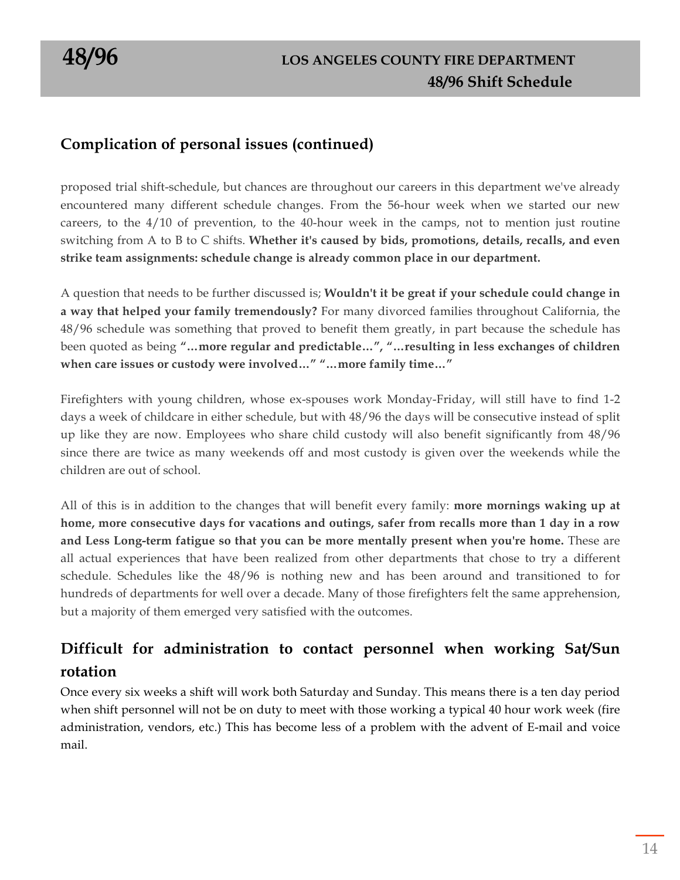## Complication of personal issues (continued)

proposed trial shift-schedule, but chances are throughout our careers in this department we've already encountered many different schedule changes. From the 56-hour week when we started our new careers, to the 4/10 of prevention, to the 40-hour week in the camps, not to mention just routine switching from A to B to C shifts. **Whether it's caused by bids, promotions, details, recalls, and even strike team assignments: schedule change is already common place in our department.**

A question that needs to be further discussed is; **Wouldn't it be great if your schedule could change in a way that helped your family tremendously?** For many divorced families throughout California, the 48/96 schedule was something that proved to benefit them greatly, in part because the schedule has been quoted as being **"…more regular and predictable…", "…resulting in less exchanges of children when care issues or custody were involved…" "…more family time…"**

Firefighters with young children, whose ex-spouses work Monday-Friday, will still have to find 1-2 days a week of childcare in either schedule, but with 48/96 the days will be consecutive instead of split up like they are now. Employees who share child custody will also benefit significantly from 48/96 since there are twice as many weekends off and most custody is given over the weekends while the children are out of school.

All of this is in addition to the changes that will benefit every family: **more mornings waking up at home, more consecutive days for vacations and outings, safer from recalls more than 1 day in a row and Less Long-term fatigue so that you can be more mentally present when you're home.** These are all actual experiences that have been realized from other departments that chose to try a different schedule. Schedules like the 48/96 is nothing new and has been around and transitioned to for hundreds of departments for well over a decade. Many of those firefighters felt the same apprehension, but a majority of them emerged very satisfied with the outcomes.

## Difficult for administration to contact personnel when working Sat/Sun rotation

Once every six weeks a shift will work both Saturday and Sunday. This means there is a ten day period when shift personnel will not be on duty to meet with those working a typical 40 hour work week (fire administration, vendors, etc.) This has become less of a problem with the advent of E-mail and voice mail.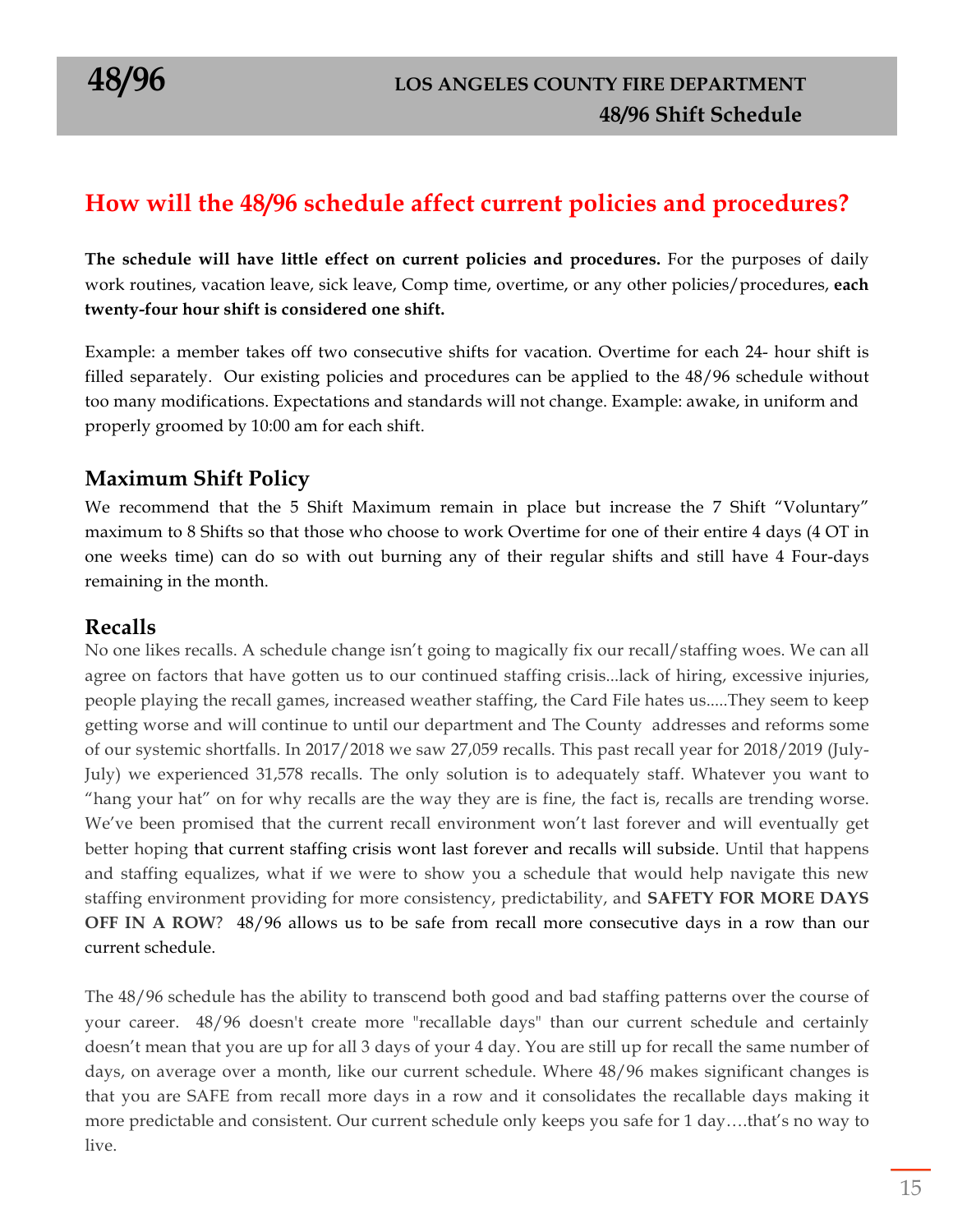## How will the 48/96 schedule affect current policies and procedures?

**The schedule will have little effect on current policies and procedures.** For the purposes of daily work routines, vacation leave, sick leave, Comp time, overtime, or any other policies/procedures, **each twenty-four hour shift is considered one shift.**

Example: a member takes off two consecutive shifts for vacation. Overtime for each 24- hour shift is filled separately. Our existing policies and procedures can be applied to the 48/96 schedule without too many modifications. Expectations and standards will not change. Example: awake, in uniform and properly groomed by 10:00 am for each shift.

### Maximum Shift Policy

We recommend that the 5 Shift Maximum remain in place but increase the 7 Shift "Voluntary" maximum to 8 Shifts so that those who choose to work Overtime for one of their entire 4 days (4 OT in one weeks time) can do so with out burning any of their regular shifts and still have 4 Four-days remaining in the month.

### Recalls

No one likes recalls. A schedule change isn't going to magically fix our recall/staffing woes. We can all agree on factors that have gotten us to our continued staffing crisis...lack of hiring, excessive injuries, people playing the recall games, increased weather staffing, the Card File hates us.....They seem to keep getting worse and will continue to until our department and The County addresses and reforms some of our systemic shortfalls. In 2017/2018 we saw 27,059 recalls. This past recall year for 2018/2019 (July-July) we experienced 31,578 recalls. The only solution is to adequately staff. Whatever you want to "hang your hat" on for why recalls are the way they are is fine, the fact is, recalls are trending worse. We've been promised that the current recall environment won't last forever and will eventually get better hoping that current staffing crisis wont last forever and recalls will subside. Until that happens and staffing equalizes, what if we were to show you a schedule that would help navigate this new staffing environment providing for more consistency, predictability, and **SAFETY FOR MORE DAYS OFF IN A ROW**? 48/96 allows us to be safe from recall more consecutive days in a row than our current schedule.

The 48/96 schedule has the ability to transcend both good and bad staffing patterns over the course of your career. 48/96 doesn't create more "recallable days" than our current schedule and certainly doesn't mean that you are up for all 3 days of your 4 day. You are still up for recall the same number of days, on average over a month, like our current schedule. Where 48/96 makes significant changes is that you are SAFE from recall more days in a row and it consolidates the recallable days making it more predictable and consistent. Our current schedule only keeps you safe for 1 day….that's no way to live.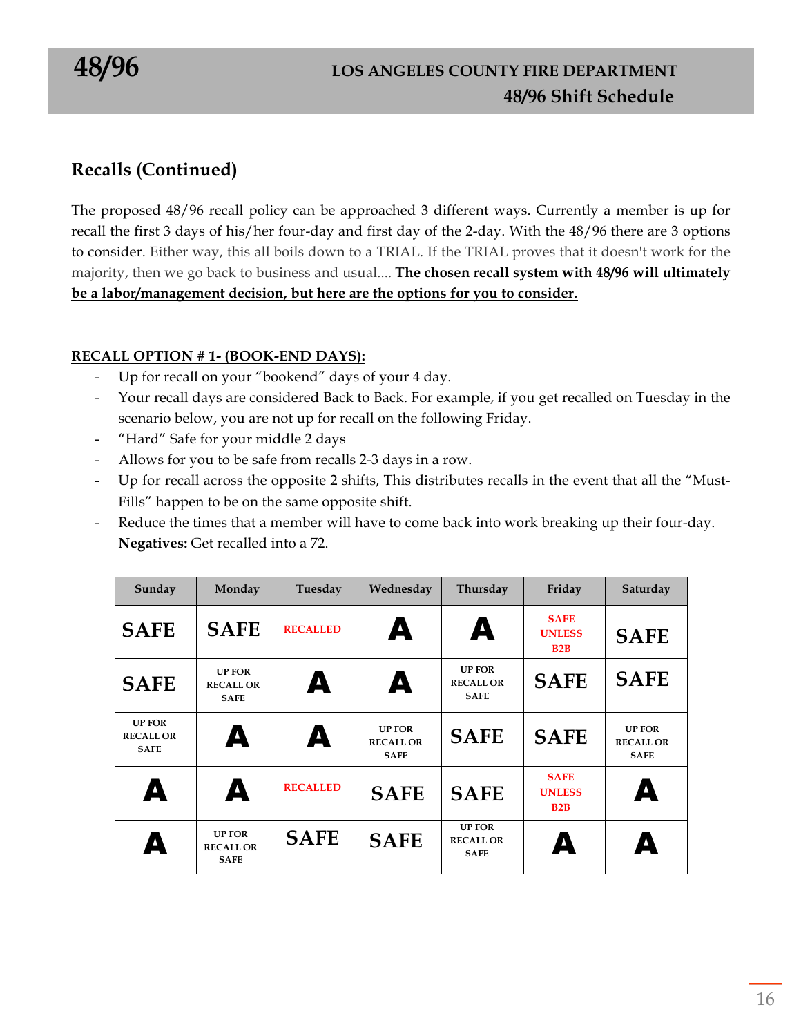## Recalls (Continued)

The proposed 48/96 recall policy can be approached 3 different ways. Currently a member is up for recall the first 3 days of his/her four-day and first day of the 2-day. With the 48/96 there are 3 options to consider. Either way, this all boils down to a TRIAL. If the TRIAL proves that it doesn't work for the majority, then we go back to business and usual.... **The chosen recall system with 48/96 will ultimately be a labor/management decision, but here are the options for you to consider.**

**RECALL OPTION # 1- (BOOK-END DAYS):**

- Up for recall on your "bookend" days of your 4 day.
- Your recall days are considered Back to Back. For example, if you get recalled on Tuesday in the scenario below, you are not up for recall on the following Friday.
- "Hard" Safe for your middle 2 days
- Allows for you to be safe from recalls 2-3 days in a row.
- Up for recall across the opposite 2 shifts, This distributes recalls in the event that all the "Must-Fills" happen to be on the same opposite shift.
- Reduce the times that a member will have to come back into work breaking up their four-day. **Negatives:** Get recalled into a 72.

| Sunday | Monday | Tuesday | Wednesday | Thursday | Friday | Saturday |
|---|---|---|---|---|---|---|
| SAFE | SAFE | RECALLED | A | A | SAFE UNLESS B2B | SAFE |
| SAFE | UP FOR RECALL OR SAFE | A | A | UP FOR RECALL OR SAFE | SAFE | SAFE |
| UP FOR RECALL OR SAFE | A | A | UP FOR RECALL OR SAFE | SAFE | SAFE | UP FOR RECALL OR SAFE |
| A | A | RECALLED | SAFE | SAFE | SAFE UNLESS B2B | A |
| A | UP FOR RECALL OR SAFE | SAFE | SAFE | UP FOR RECALL OR SAFE | A | A |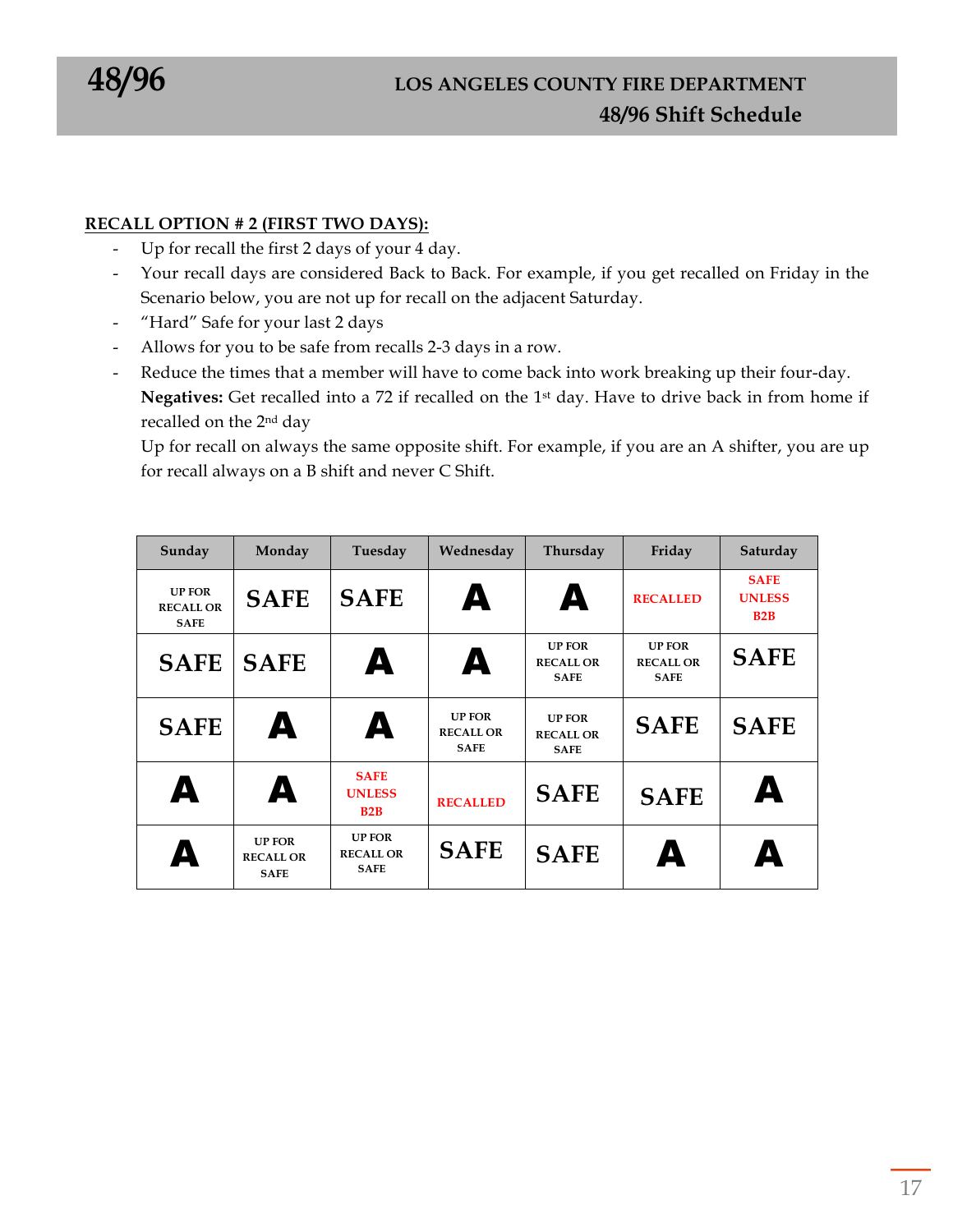**RECALL OPTION # 2 (FIRST TWO DAYS):**

- Up for recall the first 2 days of your 4 day.
- Your recall days are considered Back to Back. For example, if you get recalled on Friday in the Scenario below, you are not up for recall on the adjacent Saturday.
- "Hard" Safe for your last 2 days
- Allows for you to be safe from recalls 2-3 days in a row.
- Reduce the times that a member will have to come back into work breaking up their four-day.

  **Negatives:** Get recalled into a 72 if recalled on the 1st day. Have to drive back in from home if recalled on the 2nd day

  Up for recall on always the same opposite shift. For example, if you are an A shifter, you are up for recall always on a B shift and never C Shift.

| Sunday | Monday | Tuesday | Wednesday | Thursday | Friday | Saturday |
|---|---|---|---|---|---|---|
| UP FOR RECALL OR SAFE | SAFE | SAFE | A | A | RECALLED | SAFE UNLESS B2B |
| SAFE | SAFE | A | A | UP FOR RECALL OR SAFE | UP FOR RECALL OR SAFE | SAFE |
| SAFE | A | A | UP FOR RECALL OR SAFE | UP FOR RECALL OR SAFE | SAFE | SAFE |
| A | A | SAFE UNLESS B2B | RECALLED | SAFE | SAFE | A |
| A | UP FOR RECALL OR SAFE | UP FOR RECALL OR SAFE | SAFE | SAFE | A | A |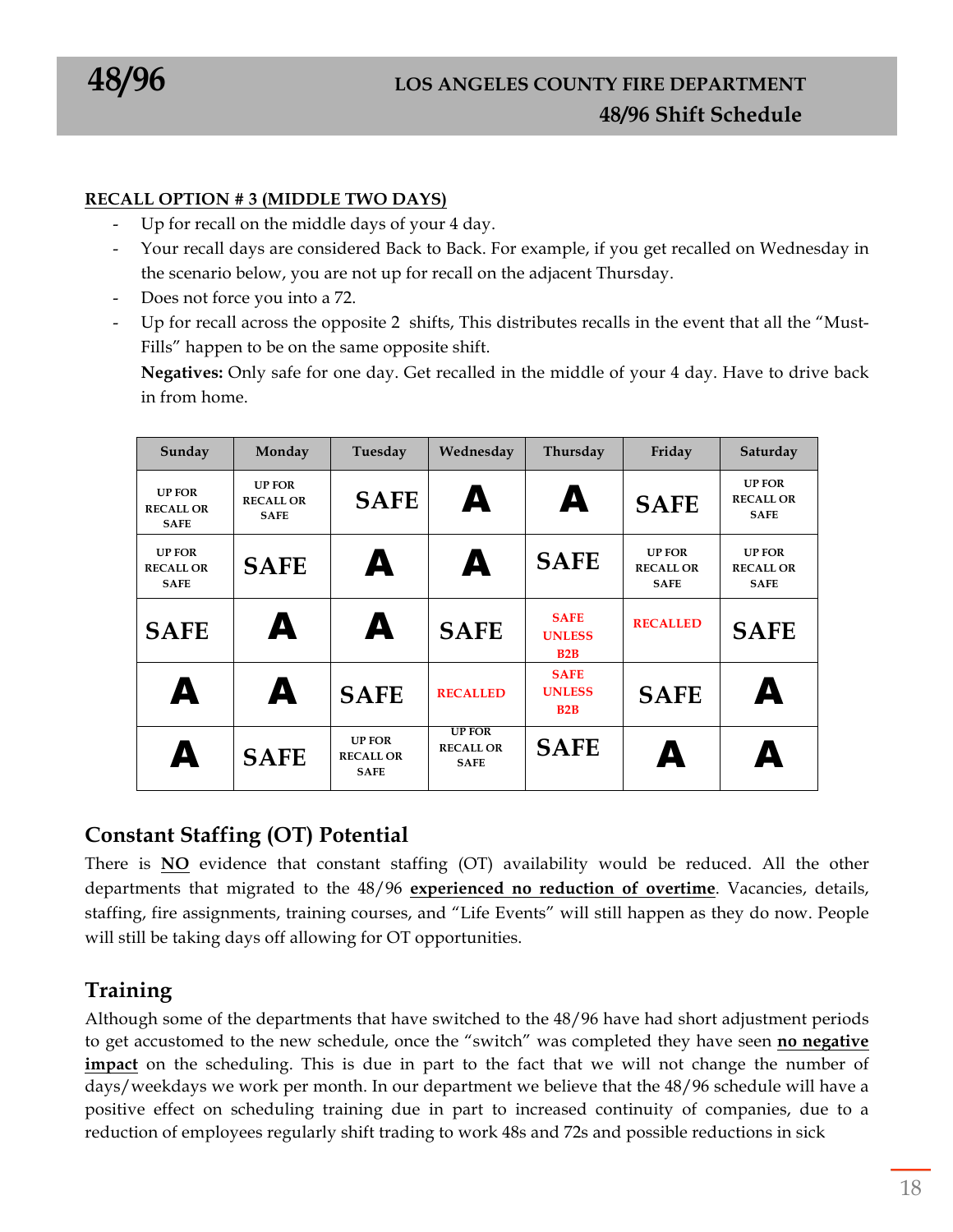**RECALL OPTION # 3 (MIDDLE TWO DAYS)**

- Up for recall on the middle days of your 4 day.
- Your recall days are considered Back to Back. For example, if you get recalled on Wednesday in the scenario below, you are not up for recall on the adjacent Thursday.
- Does not force you into a 72.
- Up for recall across the opposite 2 shifts, This distributes recalls in the event that all the "Must-Fills" happen to be on the same opposite shift.

  **Negatives:** Only safe for one day. Get recalled in the middle of your 4 day. Have to drive back in from home.

| Sunday | Monday | Tuesday | Wednesday | Thursday | Friday | Saturday |
|---|---|---|---|---|---|---|
| UP FOR RECALL OR SAFE | UP FOR RECALL OR SAFE | SAFE | A | A | SAFE | UP FOR RECALL OR SAFE |
| UP FOR RECALL OR SAFE | SAFE | A | A | SAFE | UP FOR RECALL OR SAFE | UP FOR RECALL OR SAFE |
| SAFE | A | A | SAFE | SAFE UNLESS B2B | RECALLED | SAFE |
| A | A | SAFE | RECALLED | SAFE UNLESS B2B | SAFE | A |
| A | SAFE | UP FOR RECALL OR SAFE | UP FOR RECALL OR SAFE | SAFE | A | A |

## Constant Staffing (OT) Potential

There is **NO** evidence that constant staffing (OT) availability would be reduced. All the other departments that migrated to the 48/96 **experienced no reduction of overtime**. Vacancies, details, staffing, fire assignments, training courses, and "Life Events" will still happen as they do now. People will still be taking days off allowing for OT opportunities.

## Training

Although some of the departments that have switched to the 48/96 have had short adjustment periods to get accustomed to the new schedule, once the "switch" was completed they have seen **no negative impact** on the scheduling. This is due in part to the fact that we will not change the number of days/weekdays we work per month. In our department we believe that the 48/96 schedule will have a positive effect on scheduling training due in part to increased continuity of companies, due to a reduction of employees regularly shift trading to work 48s and 72s and possible reductions in sick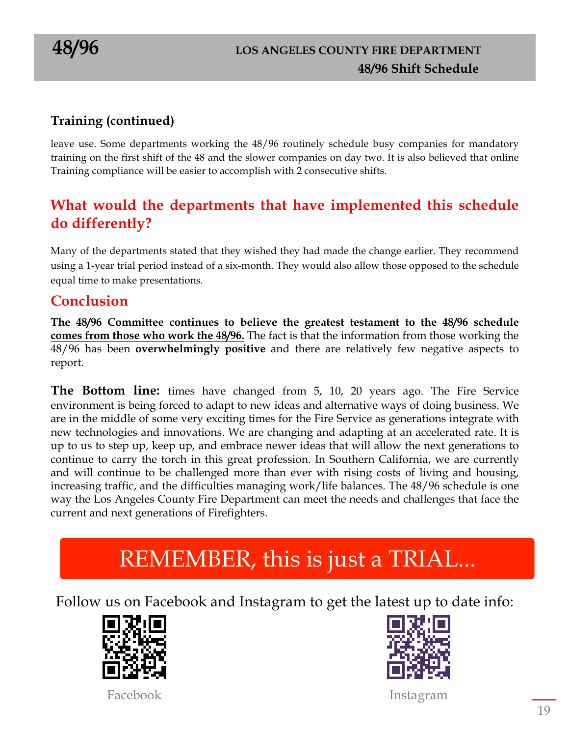### Training (continued)

leave use. Some departments working the 48/96 routinely schedule busy companies for mandatory training on the first shift of the 48 and the slower companies on day two. It is also believed that online Training compliance will be easier to accomplish with 2 consecutive shifts.

## What would the departments that have implemented this schedule do differently?

Many of the departments stated that they wished they had made the change earlier. They recommend using a 1-year trial period instead of a six-month. They would also allow those opposed to the schedule equal time to make presentations.

## Conclusion

**The 48/96 Committee continues to believe the greatest testament to the 48/96 schedule comes from those who work the 48/96.** The fact is that the information from those working the 48/96 has been **overwhelmingly positive** and there are relatively few negative aspects to report.

**The Bottom line:** times have changed from 5, 10, 20 years ago. The Fire Service environment is being forced to adapt to new ideas and alternative ways of doing business. We are in the middle of some very exciting times for the Fire Service as generations integrate with new technologies and innovations. We are changing and adapting at an accelerated rate. It is up to us to step up, keep up, and embrace newer ideas that will allow the next generations to continue to carry the torch in this great profession. In Southern California, we are currently and will continue to be challenged more than ever with rising costs of living and housing, increasing traffic, and the difficulties managing work/life balances. The 48/96 schedule is one way the Los Angeles County Fire Department can meet the needs and challenges that face the current and next generations of Firefighters.

REMEMBER, this is just a TRIAL...

Follow us on Facebook and Instagram to get the latest up to date info:

Facebook

Instagram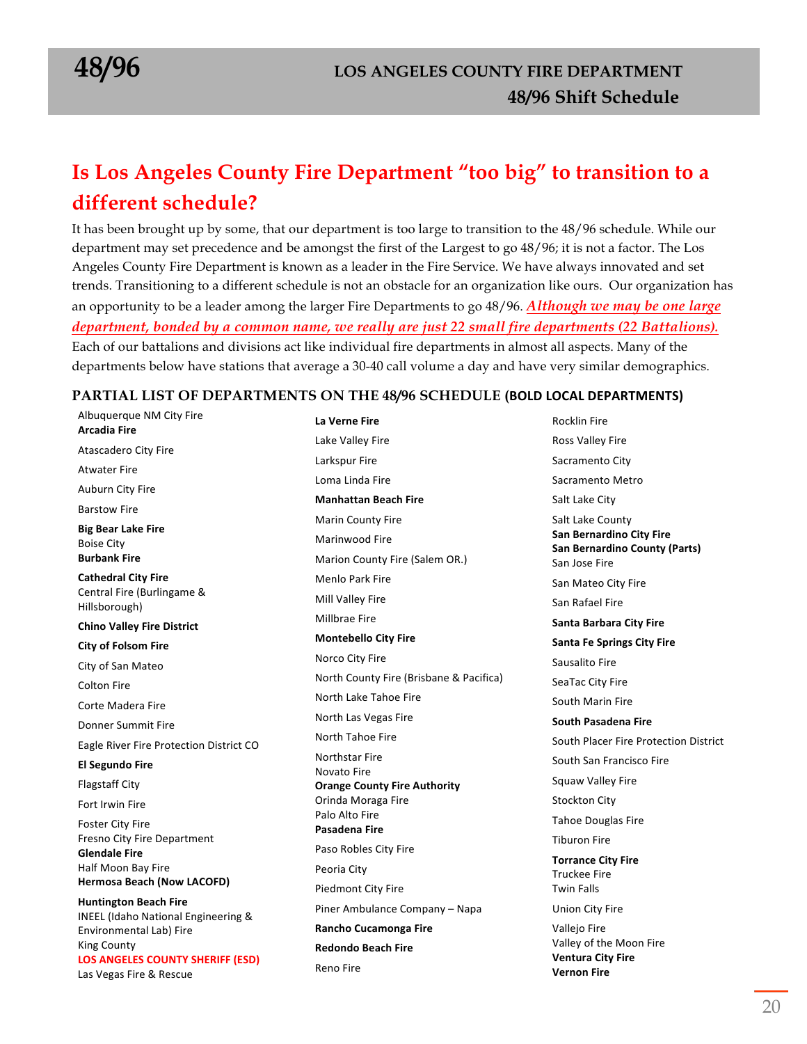# Is Los Angeles County Fire Department "too big" to transition to a different schedule?

It has been brought up by some, that our department is too large to transition to the 48/96 schedule. While our department may set precedence and be amongst the first of the Largest to go 48/96; it is not a factor. The Los Angeles County Fire Department is known as a leader in the Fire Service. We have always innovated and set trends. Transitioning to a different schedule is not an obstacle for an organization like ours. Our organization has an opportunity to be a leader among the larger Fire Departments to go 48/96. ***Although we may be one large department, bonded by a common name, we really are just 22 small fire departments (22 Battalions).*** Each of our battalions and divisions act like individual fire departments in almost all aspects. Many of the departments below have stations that average a 30-40 call volume a day and have very similar demographics.

### PARTIAL LIST OF DEPARTMENTS ON THE 48/96 SCHEDULE (BOLD LOCAL DEPARTMENTS)

- Albuquerque NM City Fire
- **Arcadia Fire**
- Atascadero City Fire
- Atwater Fire
- Auburn City Fire
- Barstow Fire
- **Big Bear Lake Fire**
- Boise City
- **Burbank Fire**
- **Cathedral City Fire**
- Central Fire (Burlingame & Hillsborough)
- **Chino Valley Fire District**
- **City of Folsom Fire**
- City of San Mateo
- Colton Fire
- Corte Madera Fire
- Donner Summit Fire
- Eagle River Fire Protection District CO
- **El Segundo Fire**
- Flagstaff City
- Fort Irwin Fire
- Foster City Fire
- Fresno City Fire Department
- **Glendale Fire**
- Half Moon Bay Fire
- **Hermosa Beach (Now LACOFD)**
- **Huntington Beach Fire**
- INEEL (Idaho National Engineering & Environmental Lab) Fire
- King County
- **LOS ANGELES COUNTY SHERIFF (ESD)**
- Las Vegas Fire & Rescue
- **La Verne Fire**
- Lake Valley Fire
- Larkspur Fire
- Loma Linda Fire
- **Manhattan Beach Fire**
- Marin County Fire
- Marinwood Fire
- Marion County Fire (Salem OR.)
- Menlo Park Fire
- Mill Valley Fire
- Millbrae Fire
- **Montebello City Fire**
- Norco City Fire
- North County Fire (Brisbane & Pacifica)
- North Lake Tahoe Fire
- North Las Vegas Fire
- North Tahoe Fire
- Northstar Fire
- Novato Fire
- **Orange County Fire Authority**
- Orinda Moraga Fire
- Palo Alto Fire
- **Pasadena Fire**
- Paso Robles City Fire
- Peoria City
- Piedmont City Fire
- Piner Ambulance Company – Napa
- **Rancho Cucamonga Fire**
- **Redondo Beach Fire**
- Reno Fire
- Rocklin Fire
- Ross Valley Fire
- Sacramento City
- Sacramento Metro
- Salt Lake City
- Salt Lake County
- **San Bernardino City Fire**
- **San Bernardino County (Parts)**
- San Jose Fire
- San Mateo City Fire
- San Rafael Fire
- **Santa Barbara City Fire**
- **Santa Fe Springs City Fire**
- Sausalito Fire
- SeaTac City Fire
- South Marin Fire
- **South Pasadena Fire**
- South Placer Fire Protection District
- South San Francisco Fire
- Squaw Valley Fire
- Stockton City
- Tahoe Douglas Fire
- Tiburon Fire
- **Torrance City Fire**
- Truckee Fire
- Twin Falls
- Union City Fire
- Vallejo Fire
- Valley of the Moon Fire
- **Ventura City Fire**
- **Vernon Fire**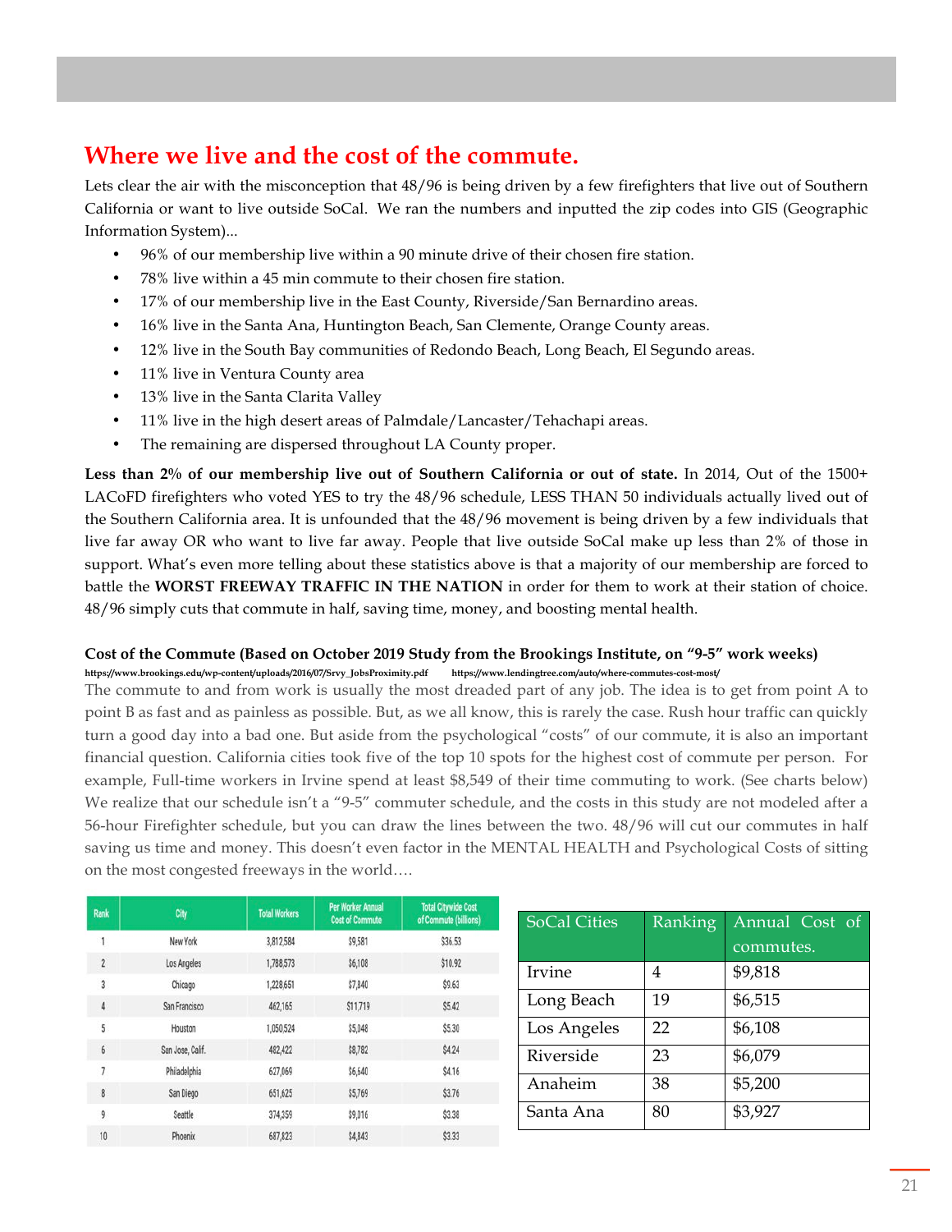## Where we live and the cost of the commute.

Lets clear the air with the misconception that 48/96 is being driven by a few firefighters that live out of Southern California or want to live outside SoCal. We ran the numbers and inputted the zip codes into GIS (Geographic Information System)...

- 96% of our membership live within a 90 minute drive of their chosen fire station.
- 78% live within a 45 min commute to their chosen fire station.
- 17% of our membership live in the East County, Riverside/San Bernardino areas.
- 16% live in the Santa Ana, Huntington Beach, San Clemente, Orange County areas.
- 12% live in the South Bay communities of Redondo Beach, Long Beach, El Segundo areas.
- 11% live in Ventura County area
- 13% live in the Santa Clarita Valley
- 11% live in the high desert areas of Palmdale/Lancaster/Tehachapi areas.
- The remaining are dispersed throughout LA County proper.

**Less than 2% of our membership live out of Southern California or out of state.** In 2014, Out of the 1500+ LACoFD firefighters who voted YES to try the 48/96 schedule, LESS THAN 50 individuals actually lived out of the Southern California area. It is unfounded that the 48/96 movement is being driven by a few individuals that live far away OR who want to live far away. People that live outside SoCal make up less than 2% of those in support. What's even more telling about these statistics above is that a majority of our membership are forced to battle the **WORST FREEWAY TRAFFIC IN THE NATION** in order for them to work at their station of choice. 48/96 simply cuts that commute in half, saving time, money, and boosting mental health.

**Cost of the Commute (Based on October 2019 Study from the Brookings Institute, on "9-5" work weeks)**

**https://www.brookings.edu/wp-content/uploads/2016/07/Srvy_JobsProximity.pdf https://www.lendingtree.com/auto/where-commutes-cost-most/**

The commute to and from work is usually the most dreaded part of any job. The idea is to get from point A to point B as fast and as painless as possible. But, as we all know, this is rarely the case. Rush hour traffic can quickly turn a good day into a bad one. But aside from the psychological "costs" of our commute, it is also an important financial question. California cities took five of the top 10 spots for the highest cost of commute per person. For example, Full-time workers in Irvine spend at least $8,549 of their time commuting to work. (See charts below) We realize that our schedule isn't a "9-5" commuter schedule, and the costs in this study are not modeled after a 56-hour Firefighter schedule, but you can draw the lines between the two. 48/96 will cut our commutes in half saving us time and money. This doesn't even factor in the MENTAL HEALTH and Psychological Costs of sitting on the most congested freeways in the world….

| Rank | City | Total Workers | Per Worker Annual Cost of Commute | Total Citywide Cost of Commute (billions) |
|---|---|---|---|---|
| 1 | New York | 3,812,584 | $9,581 | $36.53 |
| 2 | Los Angeles | 1,788,573 | $6,108 | $10.92 |
| 3 | Chicago | 1,228,651 | $7,840 | $9.63 |
| 4 | San Francisco | 462,165 | $11,719 | $5.42 |
| 5 | Houston | 1,050,524 | $5,048 | $5.30 |
| 6 | San Jose, Calif. | 482,422 | $8,782 | $4.24 |
| 7 | Philadelphia | 627,069 | $6,640 | $4.16 |
| 8 | San Diego | 651,625 | $5,769 | $3.76 |
| 9 | Seattle | 374,359 | $9,016 | $3.38 |
| 10 | Phoenix | 687,823 | $4,843 | $3.33 |

| SoCal Cities | Ranking | Annual Cost of commutes. |
|---|---|---|
| Irvine | 4 | $9,818 |
| Long Beach | 19 | $6,515 |
| Los Angeles | 22 | $6,108 |
| Riverside | 23 | $6,079 |
| Anaheim | 38 | $5,200 |
| Santa Ana | 80 | $3,927 |